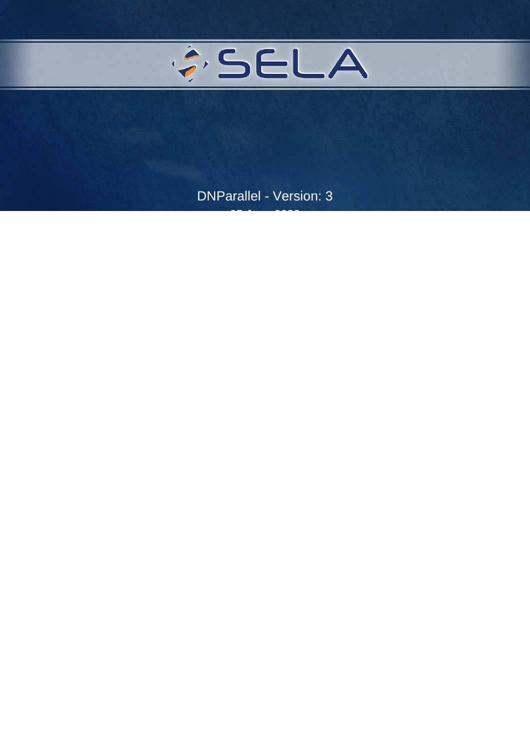SELA

DNParallel - Version: 3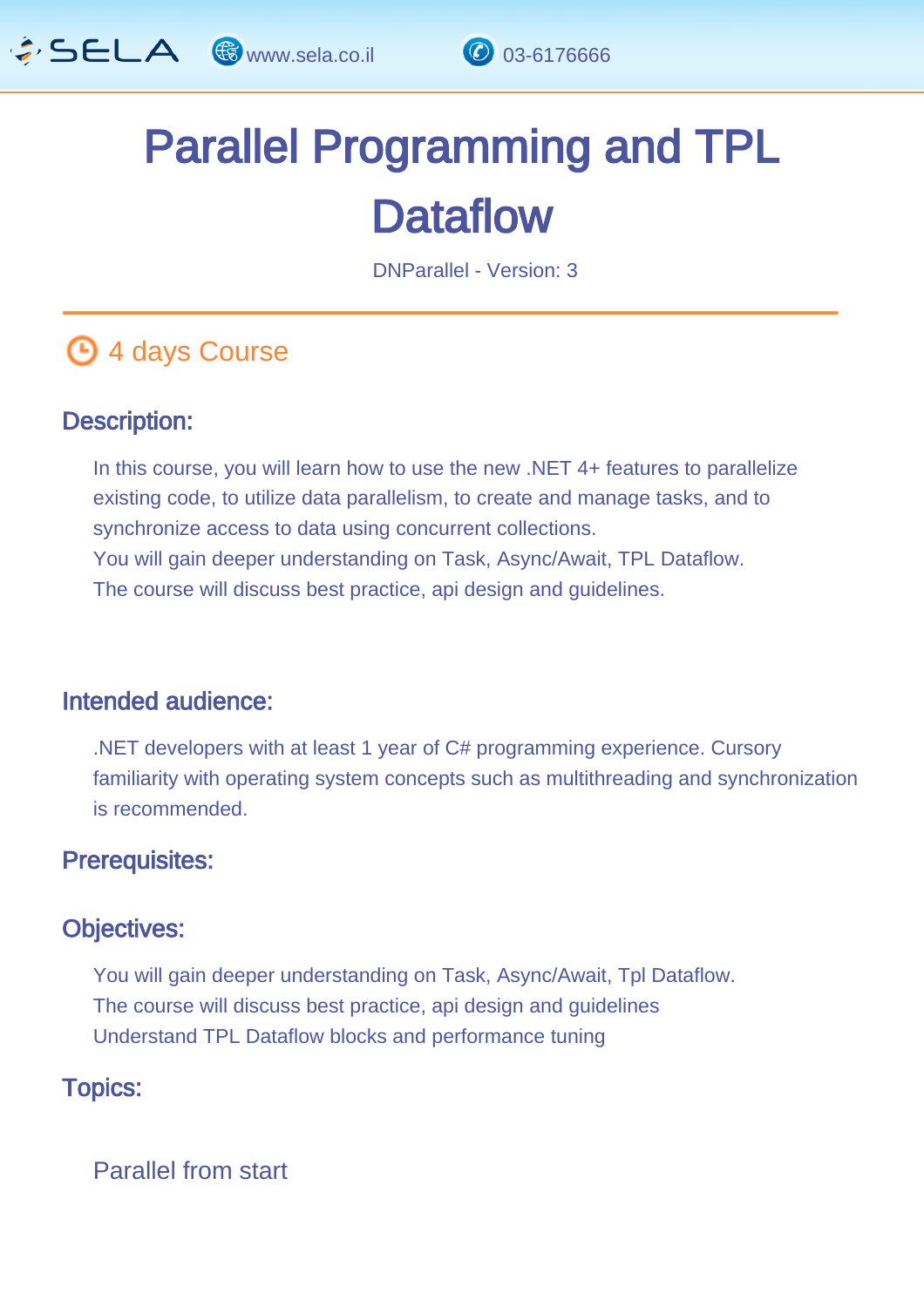# Parallel Programming and TPL Dataflow

DNParallel - Version: 3

4 days Course

## Description:

In this course, you will learn how to use the new .NET 4+ features to parallelize existing code, to utilize data parallelism, to create and manage tasks, and to synchronize access to data using concurrent collections.
You will gain deeper understanding on Task, Async/Await, TPL Dataflow.
The course will discuss best practice, api design and guidelines.

## Intended audience:

.NET developers with at least 1 year of C# programming experience. Cursory familiarity with operating system concepts such as multithreading and synchronization is recommended.

## Prerequisites:

## Objectives:

You will gain deeper understanding on Task, Async/Await, Tpl Dataflow.
The course will discuss best practice, api design and guidelines
Understand TPL Dataflow blocks and performance tuning

## Topics:

### Parallel from start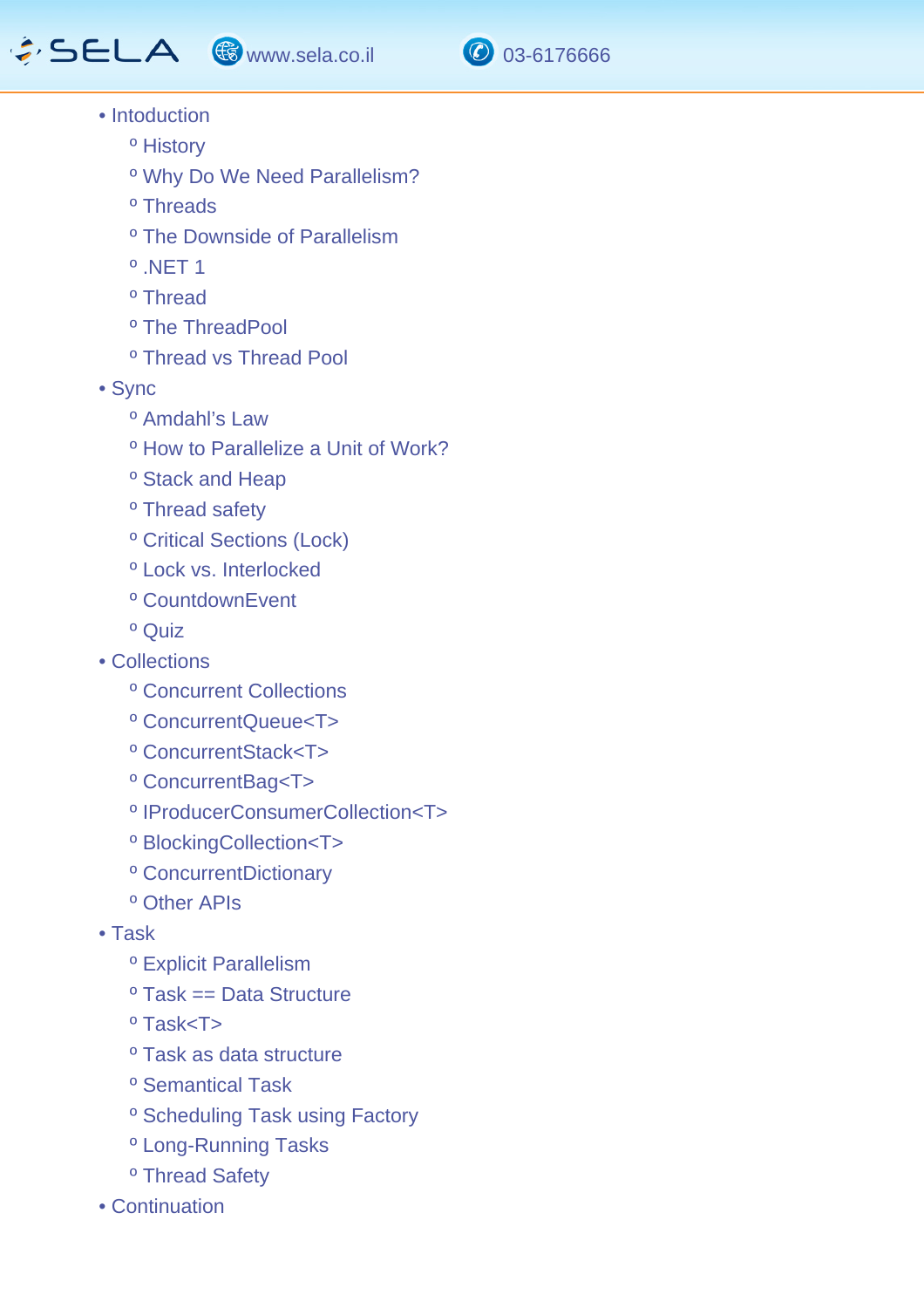- Intoduction
  - History
  - Why Do We Need Parallelism?
  - Threads
  - The Downside of Parallelism
  - .NET 1
  - Thread
  - The ThreadPool
  - Thread vs Thread Pool
- Sync
  - Amdahl's Law
  - How to Parallelize a Unit of Work?
  - Stack and Heap
  - Thread safety
  - Critical Sections (Lock)
  - Lock vs. Interlocked
  - CountdownEvent
  - Quiz
- Collections
  - Concurrent Collections
  - ConcurrentQueue<T>
  - ConcurrentStack<T>
  - ConcurrentBag<T>
  - IProducerConsumerCollection<T>
  - BlockingCollection<T>
  - ConcurrentDictionary
  - Other APIs
- Task
  - Explicit Parallelism
  - Task == Data Structure
  - Task<T>
  - Task as data structure
  - Semantical Task
  - Scheduling Task using Factory
  - Long-Running Tasks
  - Thread Safety
- Continuation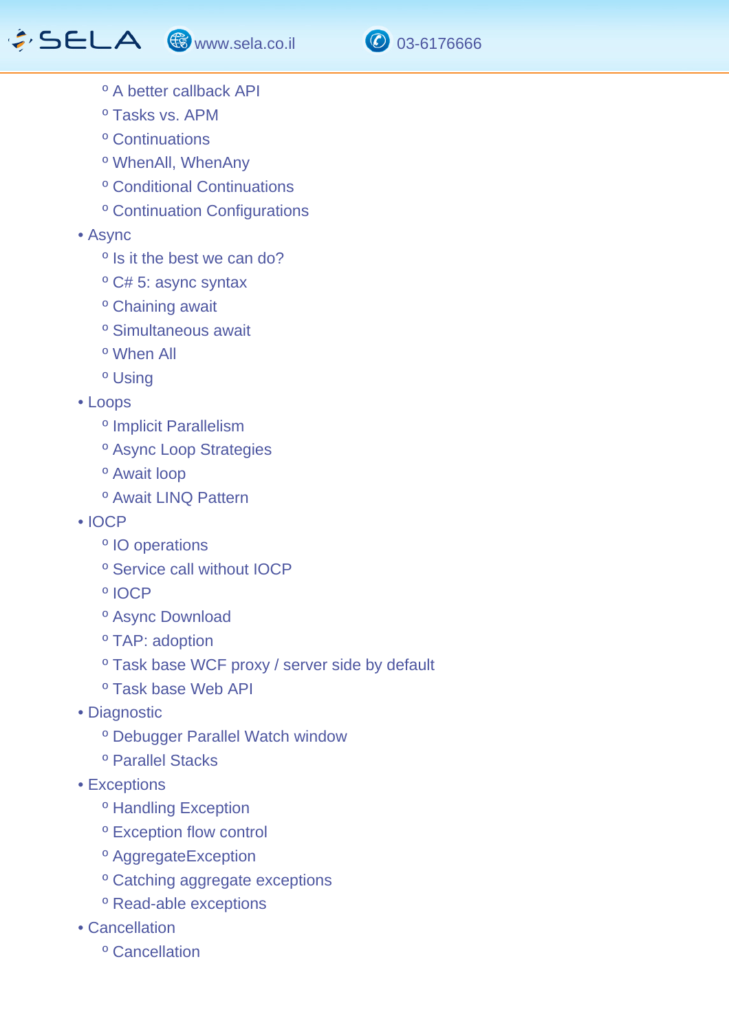- A better callback API
    - Tasks vs. APM
    - Continuations
    - WhenAll, WhenAny
    - Conditional Continuations
    - Continuation Configurations
- Async
    - Is it the best we can do?
    - C# 5: async syntax
    - Chaining await
    - Simultaneous await
    - When All
    - Using
- Loops
    - Implicit Parallelism
    - Async Loop Strategies
    - Await loop
    - Await LINQ Pattern
- IOCP
    - IO operations
    - Service call without IOCP
    - IOCP
    - Async Download
    - TAP: adoption
    - Task base WCF proxy / server side by default
    - Task base Web API
- Diagnostic
    - Debugger Parallel Watch window
    - Parallel Stacks
- Exceptions
    - Handling Exception
    - Exception flow control
    - AggregateException
    - Catching aggregate exceptions
    - Read-able exceptions
- Cancellation
    - Cancellation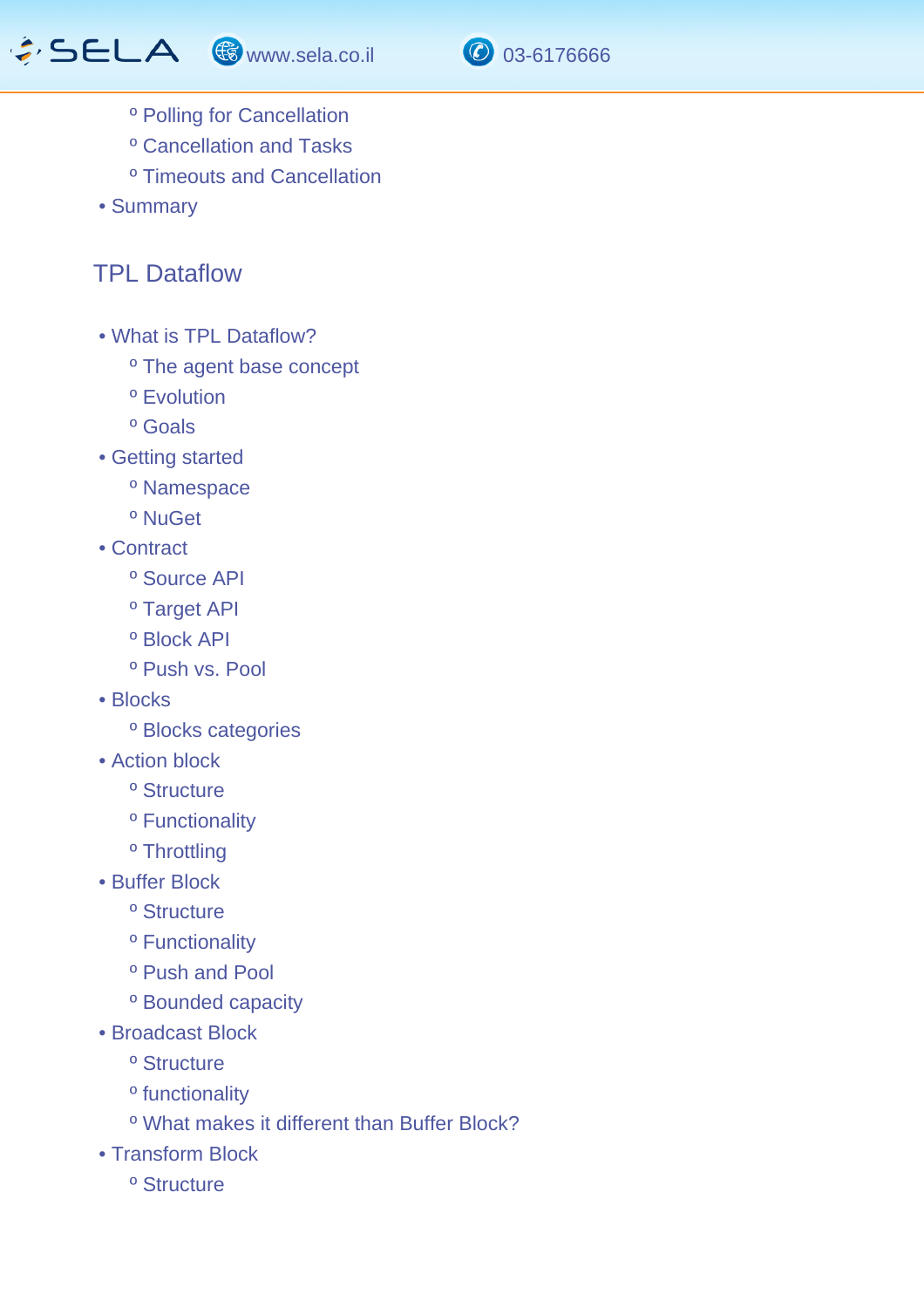- Polling for Cancellation
- Cancellation and Tasks
- Timeouts and Cancellation

- Summary

## TPL Dataflow

- What is TPL Dataflow?
  - The agent base concept
  - Evolution
  - Goals
- Getting started
  - Namespace
  - NuGet
- Contract
  - Source API
  - Target API
  - Block API
  - Push vs. Pool
- Blocks
  - Blocks categories
- Action block
  - Structure
  - Functionality
  - Throttling
- Buffer Block
  - Structure
  - Functionality
  - Push and Pool
  - Bounded capacity
- Broadcast Block
  - Structure
  - functionality
  - What makes it different than Buffer Block?
- Transform Block
  - Structure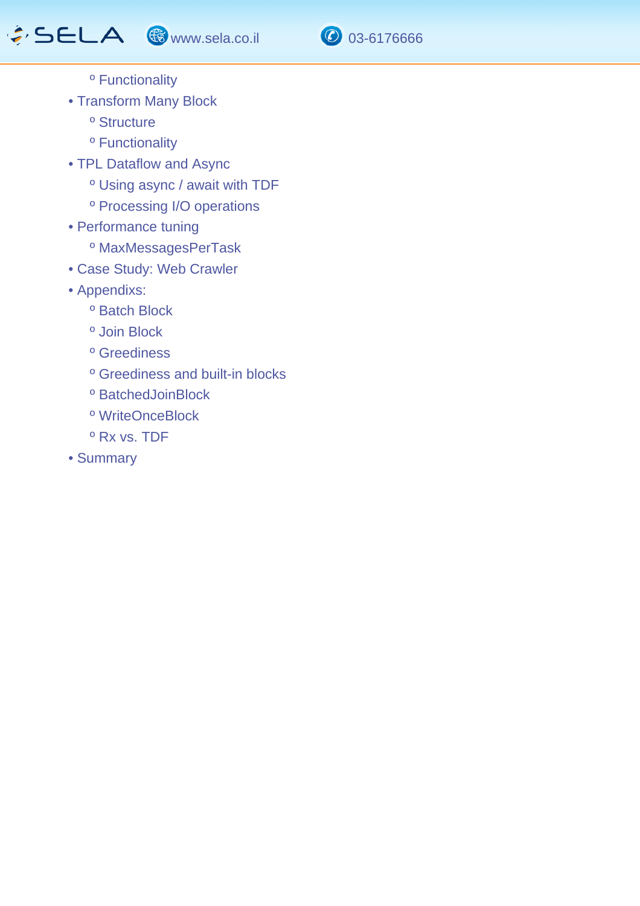- Functionality
- Transform Many Block
  - Structure
  - Functionality
- TPL Dataflow and Async
  - Using async / await with TDF
  - Processing I/O operations
- Performance tuning
  - MaxMessagesPerTask
- Case Study: Web Crawler
- Appendixs:
  - Batch Block
  - Join Block
  - Greediness
  - Greediness and built-in blocks
  - BatchedJoinBlock
  - WriteOnceBlock
  - Rx vs. TDF
- Summary